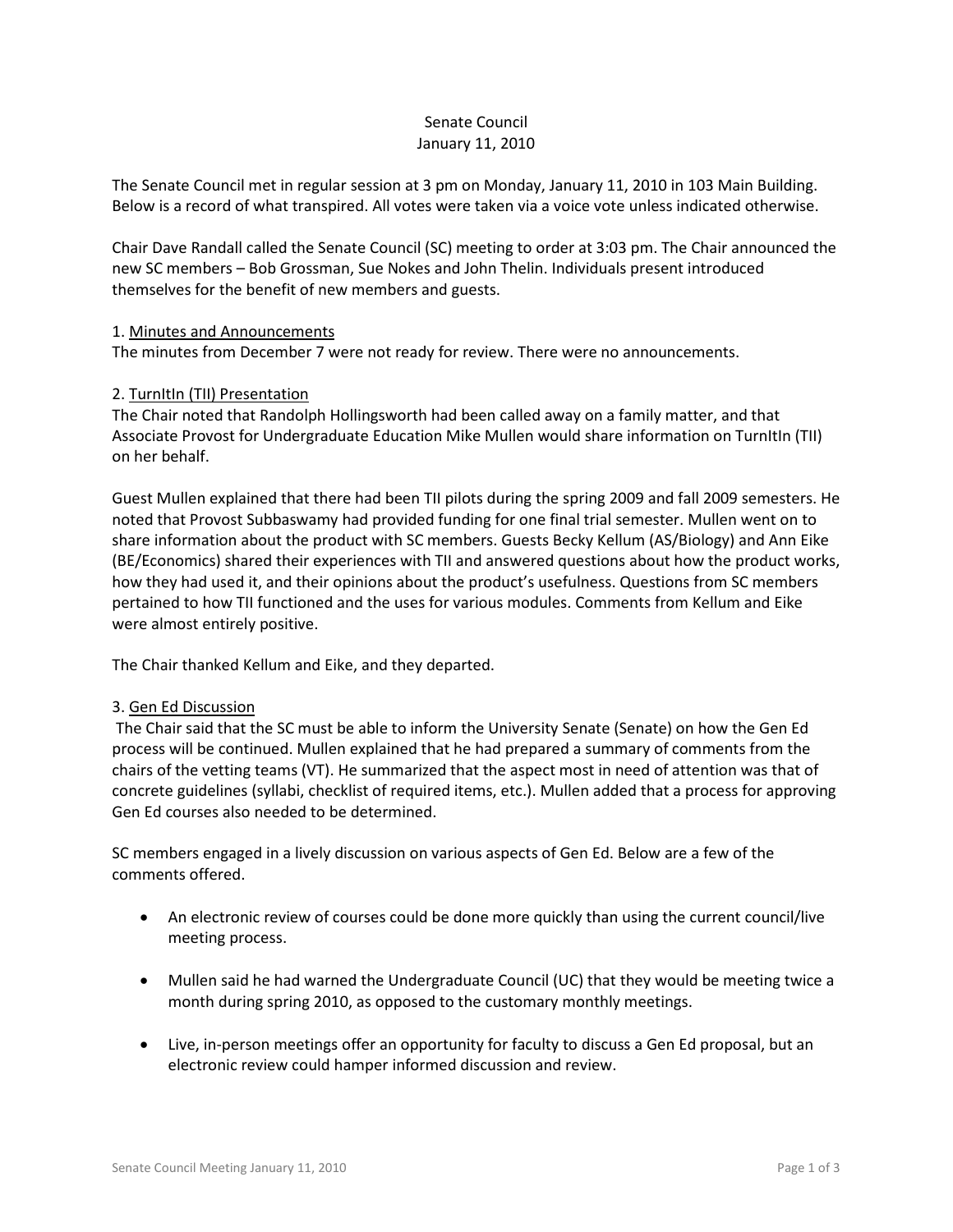# Senate Council
## January 11, 2010

The Senate Council met in regular session at 3 pm on Monday, January 11, 2010 in 103 Main Building. Below is a record of what transpired. All votes were taken via a voice vote unless indicated otherwise.

Chair Dave Randall called the Senate Council (SC) meeting to order at 3:03 pm. The Chair announced the new SC members – Bob Grossman, Sue Nokes and John Thelin. Individuals present introduced themselves for the benefit of new members and guests.

1. Minutes and Announcements

The minutes from December 7 were not ready for review. There were no announcements.

2. TurnItIn (TII) Presentation

The Chair noted that Randolph Hollingsworth had been called away on a family matter, and that Associate Provost for Undergraduate Education Mike Mullen would share information on TurnItIn (TII) on her behalf.

Guest Mullen explained that there had been TII pilots during the spring 2009 and fall 2009 semesters. He noted that Provost Subbaswamy had provided funding for one final trial semester. Mullen went on to share information about the product with SC members. Guests Becky Kellum (AS/Biology) and Ann Eike (BE/Economics) shared their experiences with TII and answered questions about how the product works, how they had used it, and their opinions about the product's usefulness. Questions from SC members pertained to how TII functioned and the uses for various modules. Comments from Kellum and Eike were almost entirely positive.

The Chair thanked Kellum and Eike, and they departed.

3. Gen Ed Discussion

The Chair said that the SC must be able to inform the University Senate (Senate) on how the Gen Ed process will be continued. Mullen explained that he had prepared a summary of comments from the chairs of the vetting teams (VT). He summarized that the aspect most in need of attention was that of concrete guidelines (syllabi, checklist of required items, etc.). Mullen added that a process for approving Gen Ed courses also needed to be determined.

SC members engaged in a lively discussion on various aspects of Gen Ed. Below are a few of the comments offered.

- An electronic review of courses could be done more quickly than using the current council/live meeting process.
- Mullen said he had warned the Undergraduate Council (UC) that they would be meeting twice a month during spring 2010, as opposed to the customary monthly meetings.
- Live, in-person meetings offer an opportunity for faculty to discuss a Gen Ed proposal, but an electronic review could hamper informed discussion and review.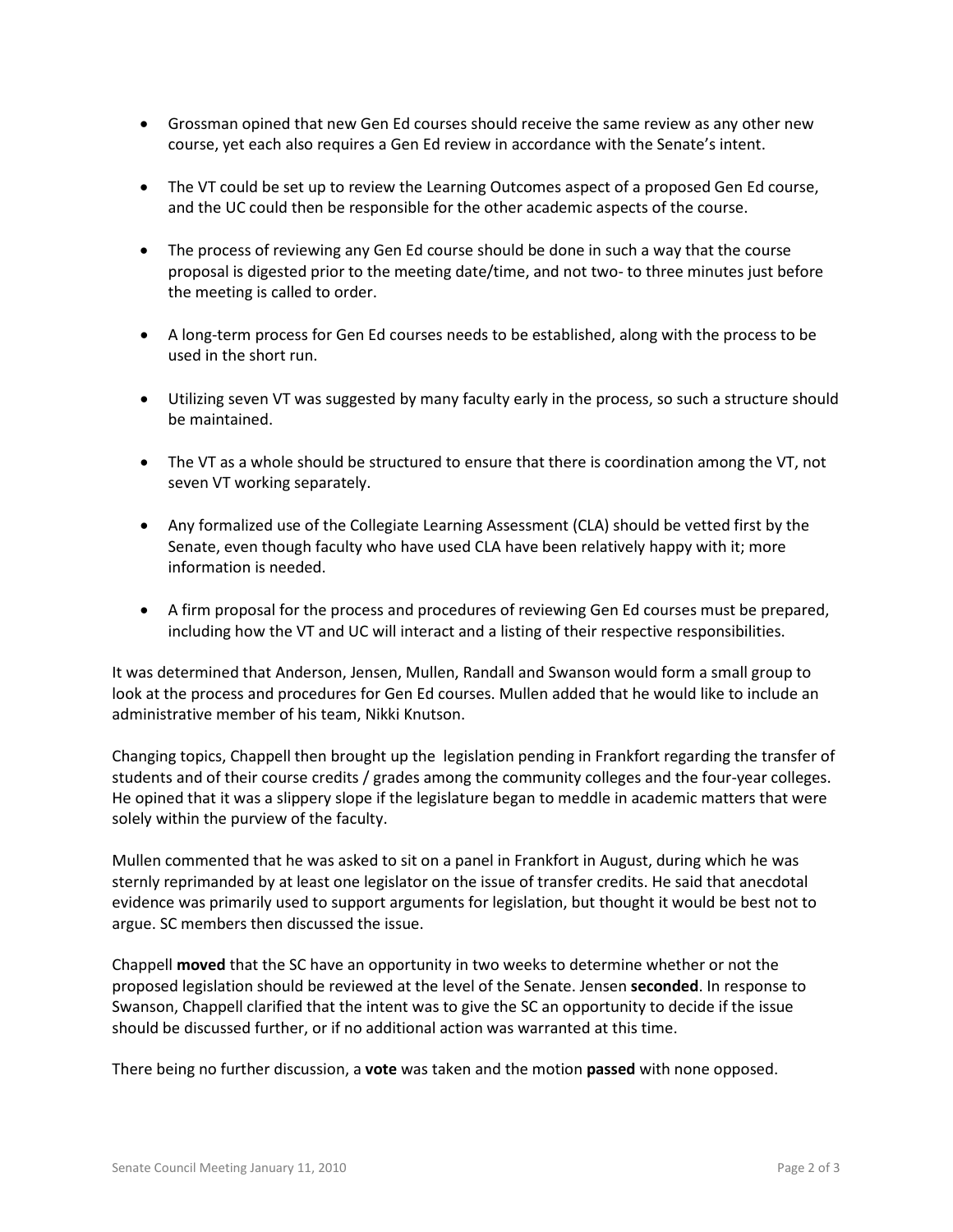- Grossman opined that new Gen Ed courses should receive the same review as any other new course, yet each also requires a Gen Ed review in accordance with the Senate's intent.

- The VT could be set up to review the Learning Outcomes aspect of a proposed Gen Ed course, and the UC could then be responsible for the other academic aspects of the course.

- The process of reviewing any Gen Ed course should be done in such a way that the course proposal is digested prior to the meeting date/time, and not two- to three minutes just before the meeting is called to order.

- A long-term process for Gen Ed courses needs to be established, along with the process to be used in the short run.

- Utilizing seven VT was suggested by many faculty early in the process, so such a structure should be maintained.

- The VT as a whole should be structured to ensure that there is coordination among the VT, not seven VT working separately.

- Any formalized use of the Collegiate Learning Assessment (CLA) should be vetted first by the Senate, even though faculty who have used CLA have been relatively happy with it; more information is needed.

- A firm proposal for the process and procedures of reviewing Gen Ed courses must be prepared, including how the VT and UC will interact and a listing of their respective responsibilities.

It was determined that Anderson, Jensen, Mullen, Randall and Swanson would form a small group to look at the process and procedures for Gen Ed courses. Mullen added that he would like to include an administrative member of his team, Nikki Knutson.

Changing topics, Chappell then brought up the legislation pending in Frankfort regarding the transfer of students and of their course credits / grades among the community colleges and the four-year colleges. He opined that it was a slippery slope if the legislature began to meddle in academic matters that were solely within the purview of the faculty.

Mullen commented that he was asked to sit on a panel in Frankfort in August, during which he was sternly reprimanded by at least one legislator on the issue of transfer credits. He said that anecdotal evidence was primarily used to support arguments for legislation, but thought it would be best not to argue. SC members then discussed the issue.

Chappell **moved** that the SC have an opportunity in two weeks to determine whether or not the proposed legislation should be reviewed at the level of the Senate. Jensen **seconded**. In response to Swanson, Chappell clarified that the intent was to give the SC an opportunity to decide if the issue should be discussed further, or if no additional action was warranted at this time.

There being no further discussion, a **vote** was taken and the motion **passed** with none opposed.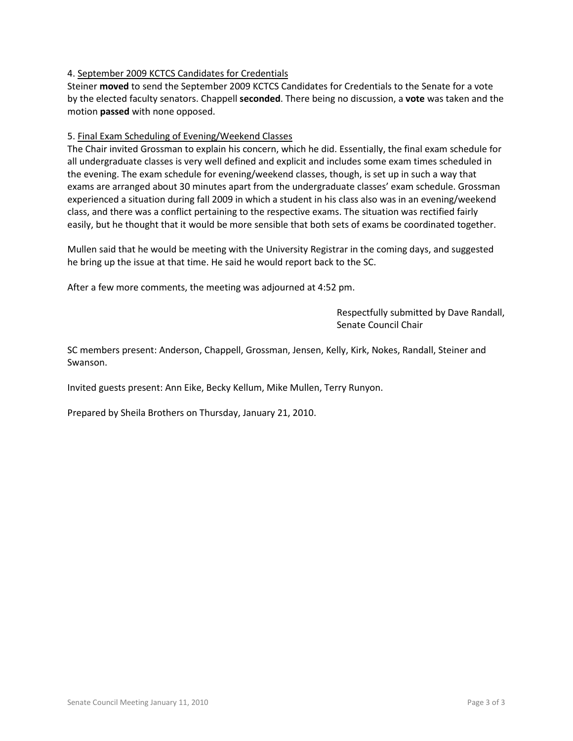4. <u>September 2009 KCTCS Candidates for Credentials</u>

Steiner **moved** to send the September 2009 KCTCS Candidates for Credentials to the Senate for a vote by the elected faculty senators. Chappell **seconded**. There being no discussion, a **vote** was taken and the motion **passed** with none opposed.

5. <u>Final Exam Scheduling of Evening/Weekend Classes</u>

The Chair invited Grossman to explain his concern, which he did. Essentially, the final exam schedule for all undergraduate classes is very well defined and explicit and includes some exam times scheduled in the evening. The exam schedule for evening/weekend classes, though, is set up in such a way that exams are arranged about 30 minutes apart from the undergraduate classes' exam schedule. Grossman experienced a situation during fall 2009 in which a student in his class also was in an evening/weekend class, and there was a conflict pertaining to the respective exams. The situation was rectified fairly easily, but he thought that it would be more sensible that both sets of exams be coordinated together.

Mullen said that he would be meeting with the University Registrar in the coming days, and suggested he bring up the issue at that time. He said he would report back to the SC.

After a few more comments, the meeting was adjourned at 4:52 pm.

Respectfully submitted by Dave Randall,
Senate Council Chair

SC members present: Anderson, Chappell, Grossman, Jensen, Kelly, Kirk, Nokes, Randall, Steiner and Swanson.

Invited guests present: Ann Eike, Becky Kellum, Mike Mullen, Terry Runyon.

Prepared by Sheila Brothers on Thursday, January 21, 2010.